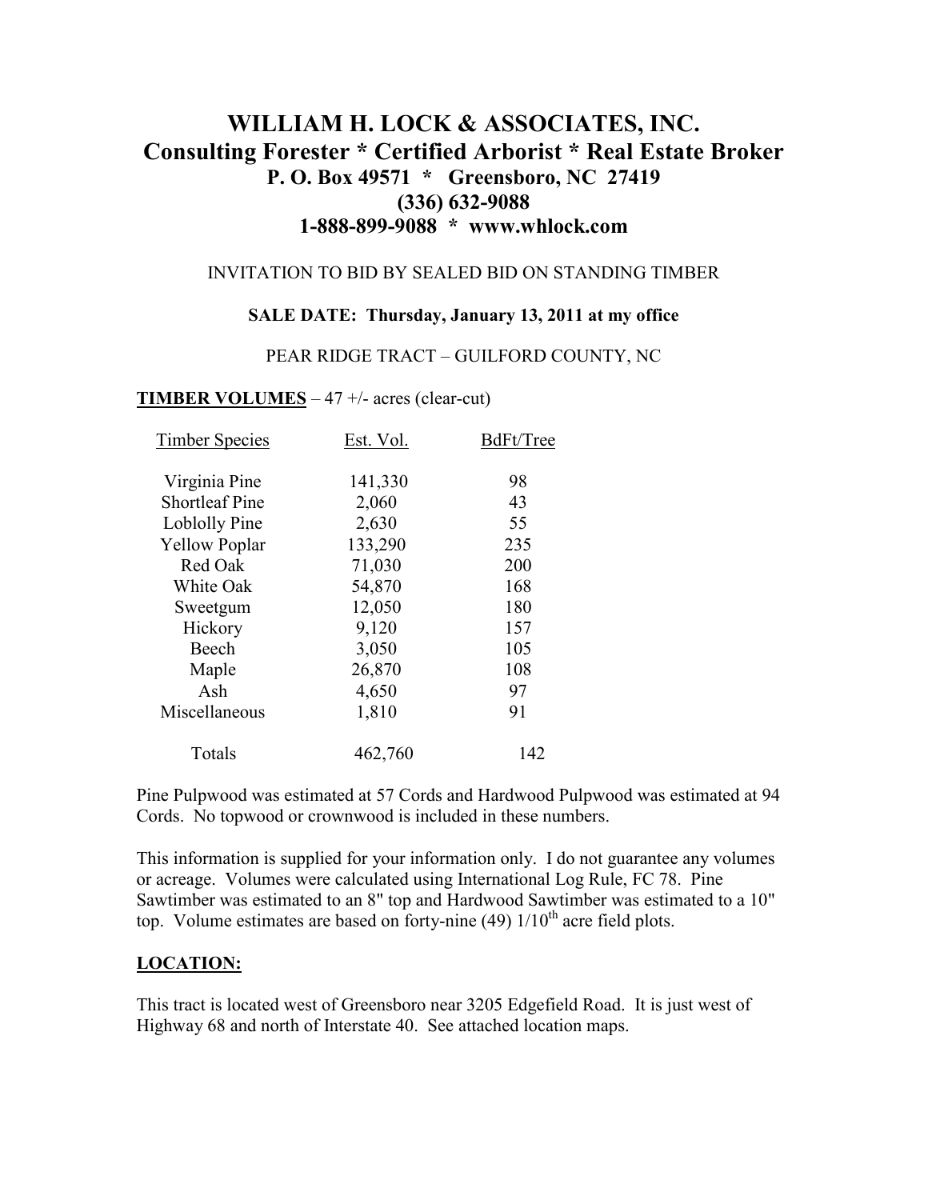# WILLIAM H. LOCK & ASSOCIATES, INC.
## Consulting Forester * Certified Arborist * Real Estate Broker
### P. O. Box 49571 * Greensboro, NC 27419
### (336) 632-9088
### 1-888-899-9088 * www.whlock.com

INVITATION TO BID BY SEALED BID ON STANDING TIMBER

**SALE DATE: Thursday, January 13, 2011 at my office**

PEAR RIDGE TRACT – GUILFORD COUNTY, NC

**TIMBER VOLUMES** – 47 +/- acres (clear-cut)

| Timber Species | Est. Vol. | BdFt/Tree |
|---|---|---|
| Virginia Pine | 141,330 | 98 |
| Shortleaf Pine | 2,060 | 43 |
| Loblolly Pine | 2,630 | 55 |
| Yellow Poplar | 133,290 | 235 |
| Red Oak | 71,030 | 200 |
| White Oak | 54,870 | 168 |
| Sweetgum | 12,050 | 180 |
| Hickory | 9,120 | 157 |
| Beech | 3,050 | 105 |
| Maple | 26,870 | 108 |
| Ash | 4,650 | 97 |
| Miscellaneous | 1,810 | 91 |
| Totals | 462,760 | 142 |

Pine Pulpwood was estimated at 57 Cords and Hardwood Pulpwood was estimated at 94 Cords. No topwood or crownwood is included in these numbers.

This information is supplied for your information only. I do not guarantee any volumes or acreage. Volumes were calculated using International Log Rule, FC 78. Pine Sawtimber was estimated to an 8" top and Hardwood Sawtimber was estimated to a 10" top. Volume estimates are based on forty-nine (49) 1/10th acre field plots.

**LOCATION:**

This tract is located west of Greensboro near 3205 Edgefield Road. It is just west of Highway 68 and north of Interstate 40. See attached location maps.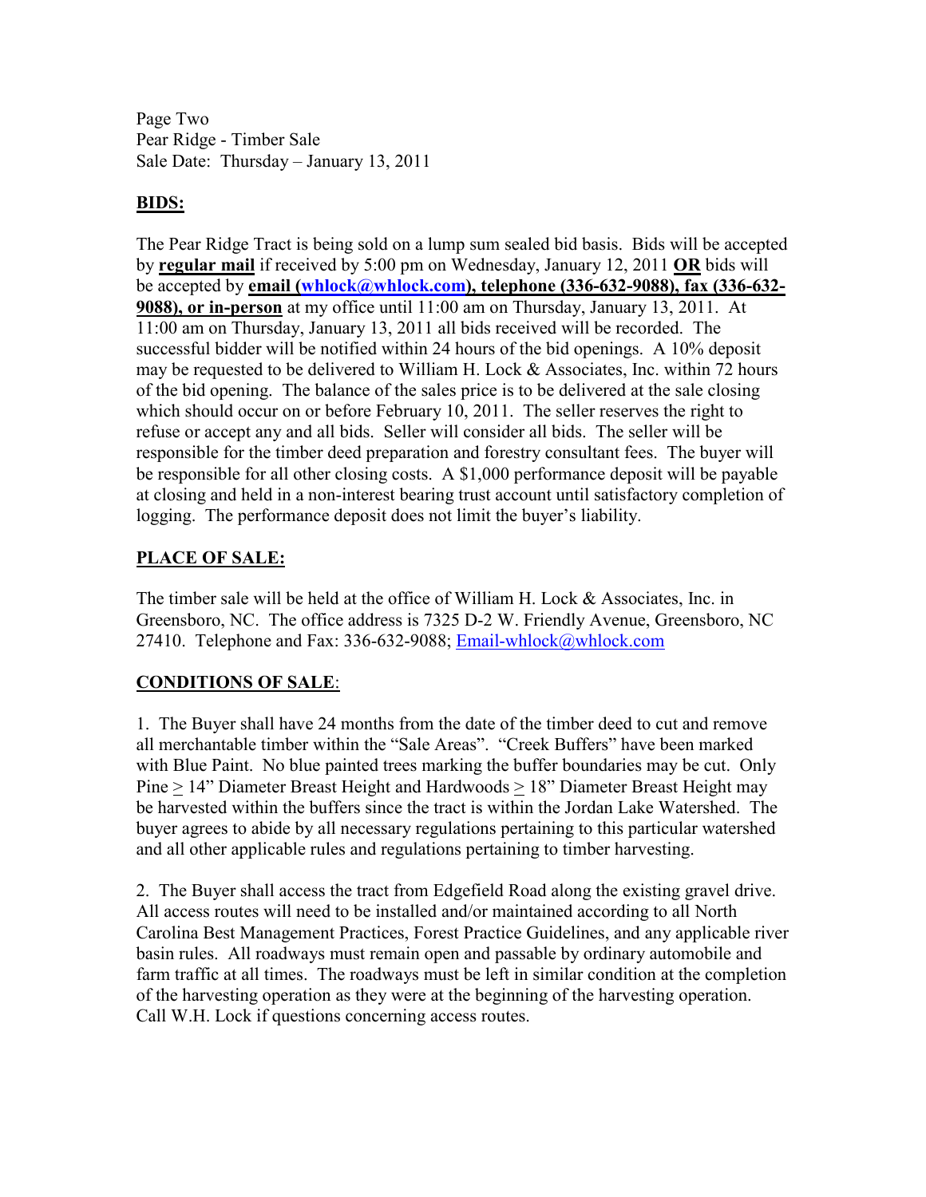Page Two
Pear Ridge - Timber Sale
Sale Date: Thursday – January 13, 2011

## BIDS:

The Pear Ridge Tract is being sold on a lump sum sealed bid basis. Bids will be accepted by **regular mail** if received by 5:00 pm on Wednesday, January 12, 2011 **OR** bids will be accepted by **email (whlock@whlock.com), telephone (336-632-9088), fax (336-632-9088), or in-person** at my office until 11:00 am on Thursday, January 13, 2011. At 11:00 am on Thursday, January 13, 2011 all bids received will be recorded. The successful bidder will be notified within 24 hours of the bid openings. A 10% deposit may be requested to be delivered to William H. Lock & Associates, Inc. within 72 hours of the bid opening. The balance of the sales price is to be delivered at the sale closing which should occur on or before February 10, 2011. The seller reserves the right to refuse or accept any and all bids. Seller will consider all bids. The seller will be responsible for the timber deed preparation and forestry consultant fees. The buyer will be responsible for all other closing costs. A $1,000 performance deposit will be payable at closing and held in a non-interest bearing trust account until satisfactory completion of logging. The performance deposit does not limit the buyer's liability.

## PLACE OF SALE:

The timber sale will be held at the office of William H. Lock & Associates, Inc. in Greensboro, NC. The office address is 7325 D-2 W. Friendly Avenue, Greensboro, NC 27410. Telephone and Fax: 336-632-9088; Email-whlock@whlock.com

## CONDITIONS OF SALE:

1. The Buyer shall have 24 months from the date of the timber deed to cut and remove all merchantable timber within the "Sale Areas". "Creek Buffers" have been marked with Blue Paint. No blue painted trees marking the buffer boundaries may be cut. Only Pine ≥ 14" Diameter Breast Height and Hardwoods ≥ 18" Diameter Breast Height may be harvested within the buffers since the tract is within the Jordan Lake Watershed. The buyer agrees to abide by all necessary regulations pertaining to this particular watershed and all other applicable rules and regulations pertaining to timber harvesting.

2. The Buyer shall access the tract from Edgefield Road along the existing gravel drive. All access routes will need to be installed and/or maintained according to all North Carolina Best Management Practices, Forest Practice Guidelines, and any applicable river basin rules. All roadways must remain open and passable by ordinary automobile and farm traffic at all times. The roadways must be left in similar condition at the completion of the harvesting operation as they were at the beginning of the harvesting operation. Call W.H. Lock if questions concerning access routes.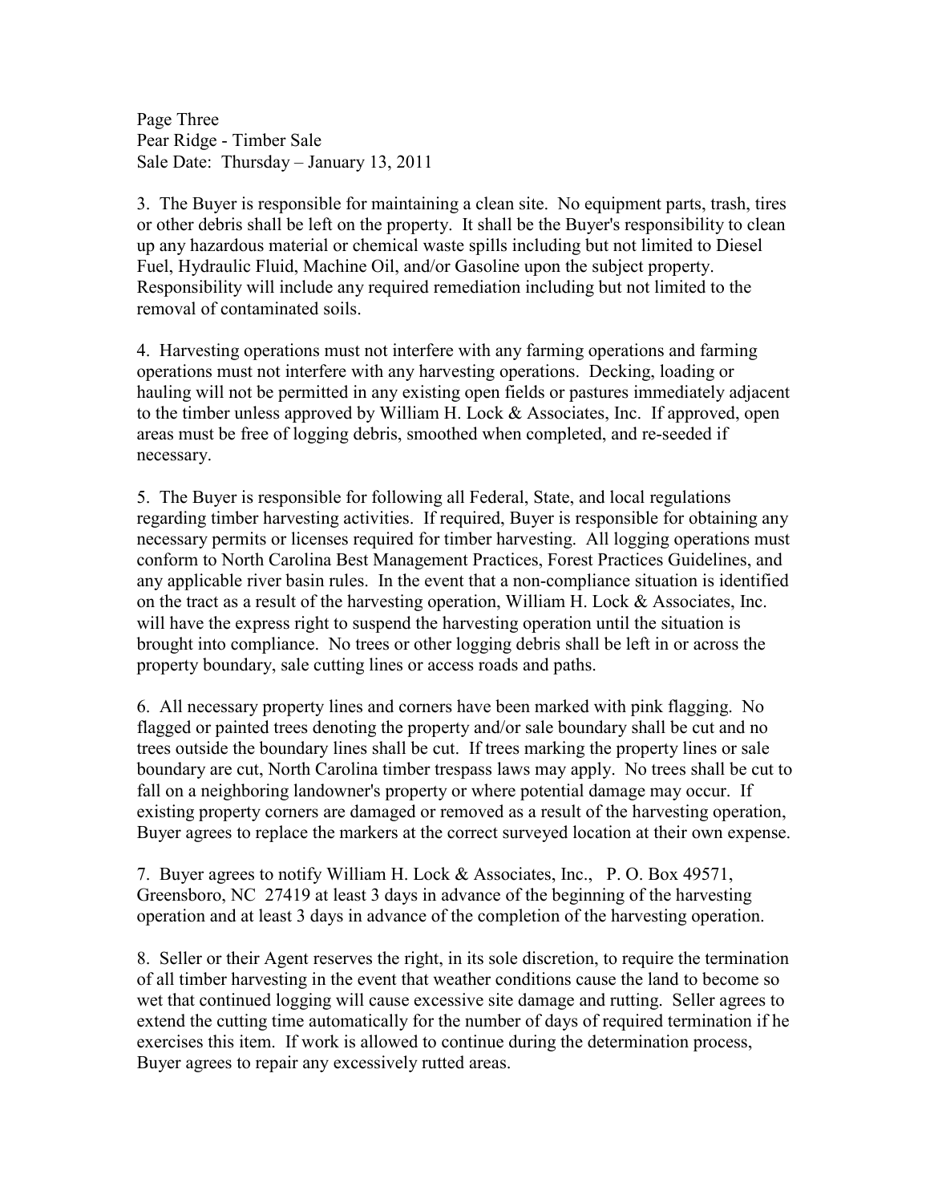Page Three
Pear Ridge - Timber Sale
Sale Date: Thursday – January 13, 2011

3. The Buyer is responsible for maintaining a clean site. No equipment parts, trash, tires or other debris shall be left on the property. It shall be the Buyer's responsibility to clean up any hazardous material or chemical waste spills including but not limited to Diesel Fuel, Hydraulic Fluid, Machine Oil, and/or Gasoline upon the subject property. Responsibility will include any required remediation including but not limited to the removal of contaminated soils.

4. Harvesting operations must not interfere with any farming operations and farming operations must not interfere with any harvesting operations. Decking, loading or hauling will not be permitted in any existing open fields or pastures immediately adjacent to the timber unless approved by William H. Lock & Associates, Inc. If approved, open areas must be free of logging debris, smoothed when completed, and re-seeded if necessary.

5. The Buyer is responsible for following all Federal, State, and local regulations regarding timber harvesting activities. If required, Buyer is responsible for obtaining any necessary permits or licenses required for timber harvesting. All logging operations must conform to North Carolina Best Management Practices, Forest Practices Guidelines, and any applicable river basin rules. In the event that a non-compliance situation is identified on the tract as a result of the harvesting operation, William H. Lock & Associates, Inc. will have the express right to suspend the harvesting operation until the situation is brought into compliance. No trees or other logging debris shall be left in or across the property boundary, sale cutting lines or access roads and paths.

6. All necessary property lines and corners have been marked with pink flagging. No flagged or painted trees denoting the property and/or sale boundary shall be cut and no trees outside the boundary lines shall be cut. If trees marking the property lines or sale boundary are cut, North Carolina timber trespass laws may apply. No trees shall be cut to fall on a neighboring landowner's property or where potential damage may occur. If existing property corners are damaged or removed as a result of the harvesting operation, Buyer agrees to replace the markers at the correct surveyed location at their own expense.

7. Buyer agrees to notify William H. Lock & Associates, Inc., P. O. Box 49571, Greensboro, NC 27419 at least 3 days in advance of the beginning of the harvesting operation and at least 3 days in advance of the completion of the harvesting operation.

8. Seller or their Agent reserves the right, in its sole discretion, to require the termination of all timber harvesting in the event that weather conditions cause the land to become so wet that continued logging will cause excessive site damage and rutting. Seller agrees to extend the cutting time automatically for the number of days of required termination if he exercises this item. If work is allowed to continue during the determination process, Buyer agrees to repair any excessively rutted areas.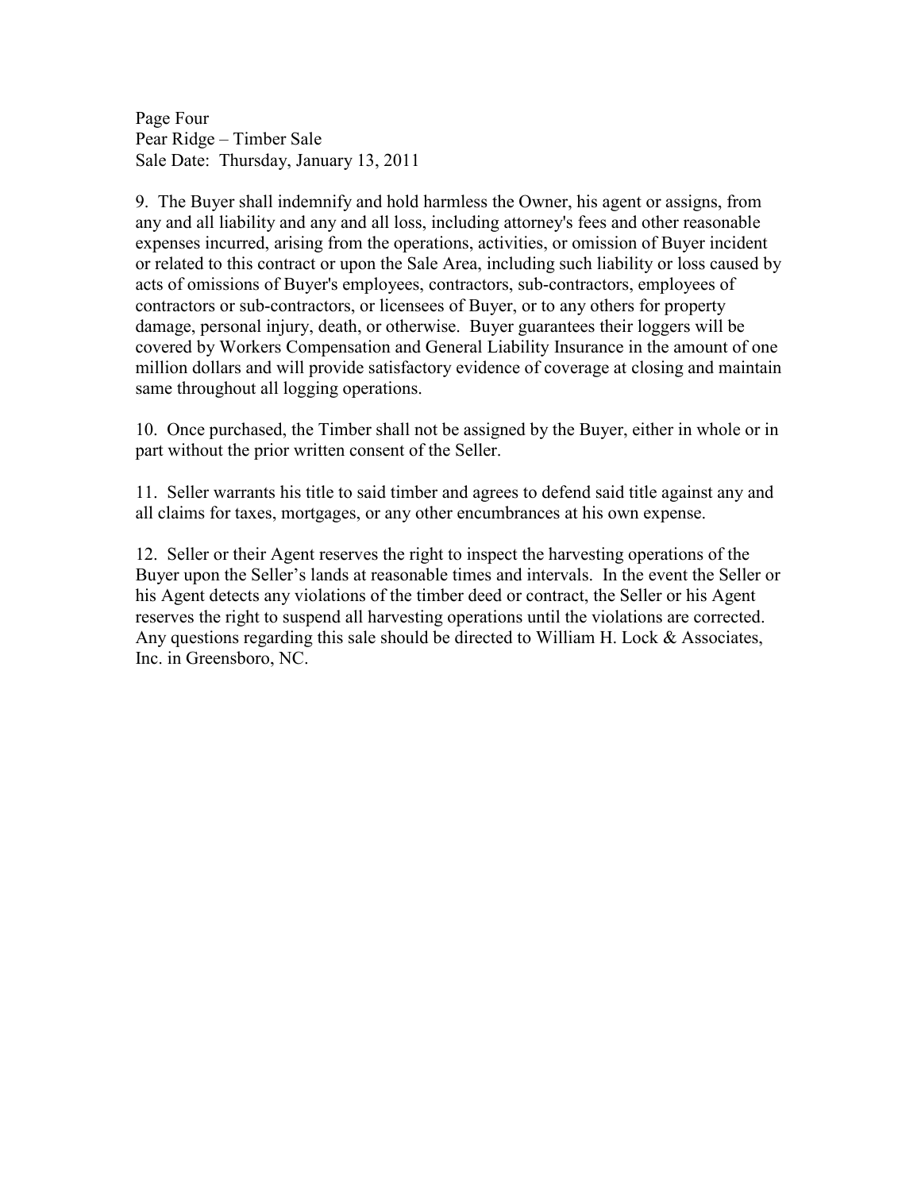9. The Buyer shall indemnify and hold harmless the Owner, his agent or assigns, from any and all liability and any and all loss, including attorney's fees and other reasonable expenses incurred, arising from the operations, activities, or omission of Buyer incident or related to this contract or upon the Sale Area, including such liability or loss caused by acts of omissions of Buyer's employees, contractors, sub-contractors, employees of contractors or sub-contractors, or licensees of Buyer, or to any others for property damage, personal injury, death, or otherwise. Buyer guarantees their loggers will be covered by Workers Compensation and General Liability Insurance in the amount of one million dollars and will provide satisfactory evidence of coverage at closing and maintain same throughout all logging operations.

10. Once purchased, the Timber shall not be assigned by the Buyer, either in whole or in part without the prior written consent of the Seller.

11. Seller warrants his title to said timber and agrees to defend said title against any and all claims for taxes, mortgages, or any other encumbrances at his own expense.

12. Seller or their Agent reserves the right to inspect the harvesting operations of the Buyer upon the Seller's lands at reasonable times and intervals. In the event the Seller or his Agent detects any violations of the timber deed or contract, the Seller or his Agent reserves the right to suspend all harvesting operations until the violations are corrected. Any questions regarding this sale should be directed to William H. Lock & Associates, Inc. in Greensboro, NC.